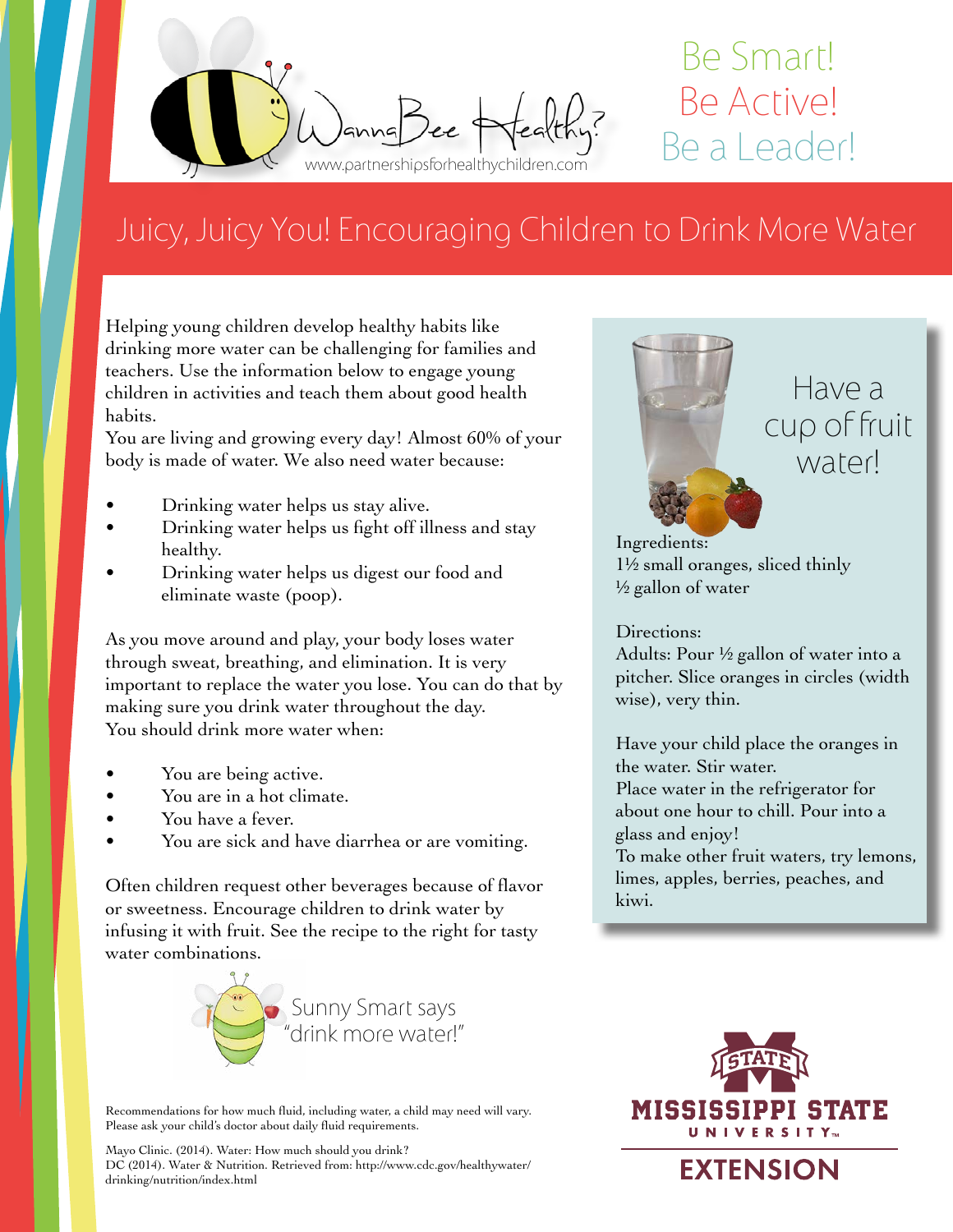WannaBee Healthy?

www.partnershipsforhealthychildren.com

Be Smart!
Be Active!
Be a Leader!

# Juicy, Juicy You! Encouraging Children to Drink More Water

Helping young children develop healthy habits like drinking more water can be challenging for families and teachers. Use the information below to engage young children in activities and teach them about good health habits.

You are living and growing every day! Almost 60% of your body is made of water. We also need water because:

- Drinking water helps us stay alive.
- Drinking water helps us fight off illness and stay healthy.
- Drinking water helps us digest our food and eliminate waste (poop).

As you move around and play, your body loses water through sweat, breathing, and elimination. It is very important to replace the water you lose. You can do that by making sure you drink water throughout the day.

You should drink more water when:

- You are being active.
- You are in a hot climate.
- You have a fever.
- You are sick and have diarrhea or are vomiting.

Often children request other beverages because of flavor or sweetness. Encourage children to drink water by infusing it with fruit. See the recipe to the right for tasty water combinations.

Sunny Smart says "drink more water!"

## Have a cup of fruit water!

Ingredients:
1½ small oranges, sliced thinly
½ gallon of water

Directions:
Adults: Pour ½ gallon of water into a pitcher. Slice oranges in circles (width wise), very thin.

Have your child place the oranges in the water. Stir water.
Place water in the refrigerator for about one hour to chill. Pour into a glass and enjoy!
To make other fruit waters, try lemons, limes, apples, berries, peaches, and kiwi.

Recommendations for how much fluid, including water, a child may need will vary. Please ask your child's doctor about daily fluid requirements.

Mayo Clinic. (2014). Water: How much should you drink?
DC (2014). Water & Nutrition. Retrieved from: http://www.cdc.gov/healthywater/drinking/nutrition/index.html

MISSISSIPPI STATE UNIVERSITY EXTENSION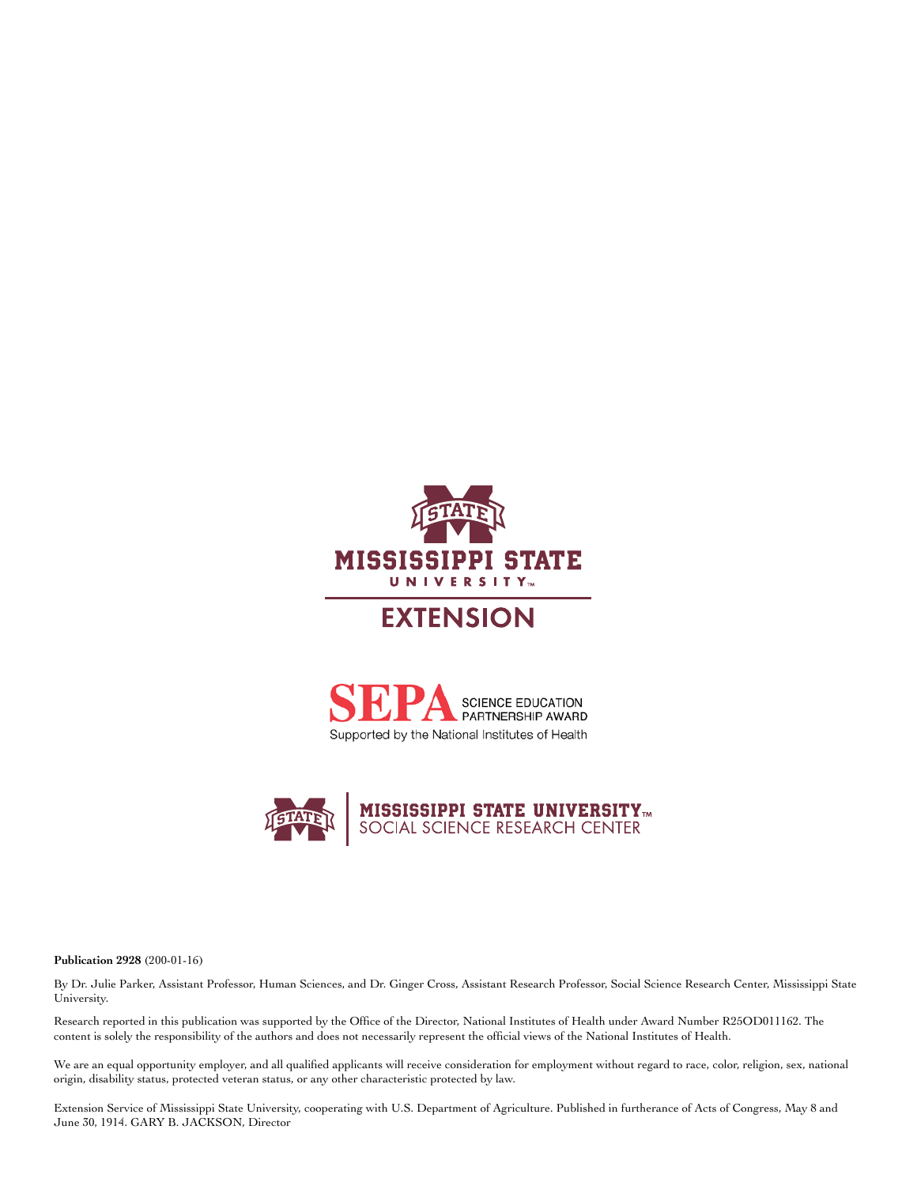MISSISSIPPI STATE UNIVERSITY

EXTENSION

SEPA SCIENCE EDUCATION PARTNERSHIP AWARD

Supported by the National Institutes of Health

MISSISSIPPI STATE UNIVERSITY

SOCIAL SCIENCE RESEARCH CENTER

**Publication 2928** (200-01-16)

By Dr. Julie Parker, Assistant Professor, Human Sciences, and Dr. Ginger Cross, Assistant Research Professor, Social Science Research Center, Mississippi State University.

Research reported in this publication was supported by the Office of the Director, National Institutes of Health under Award Number R25OD011162. The content is solely the responsibility of the authors and does not necessarily represent the official views of the National Institutes of Health.

We are an equal opportunity employer, and all qualified applicants will receive consideration for employment without regard to race, color, religion, sex, national origin, disability status, protected veteran status, or any other characteristic protected by law.

Extension Service of Mississippi State University, cooperating with U.S. Department of Agriculture. Published in furtherance of Acts of Congress, May 8 and June 30, 1914. GARY B. JACKSON, Director